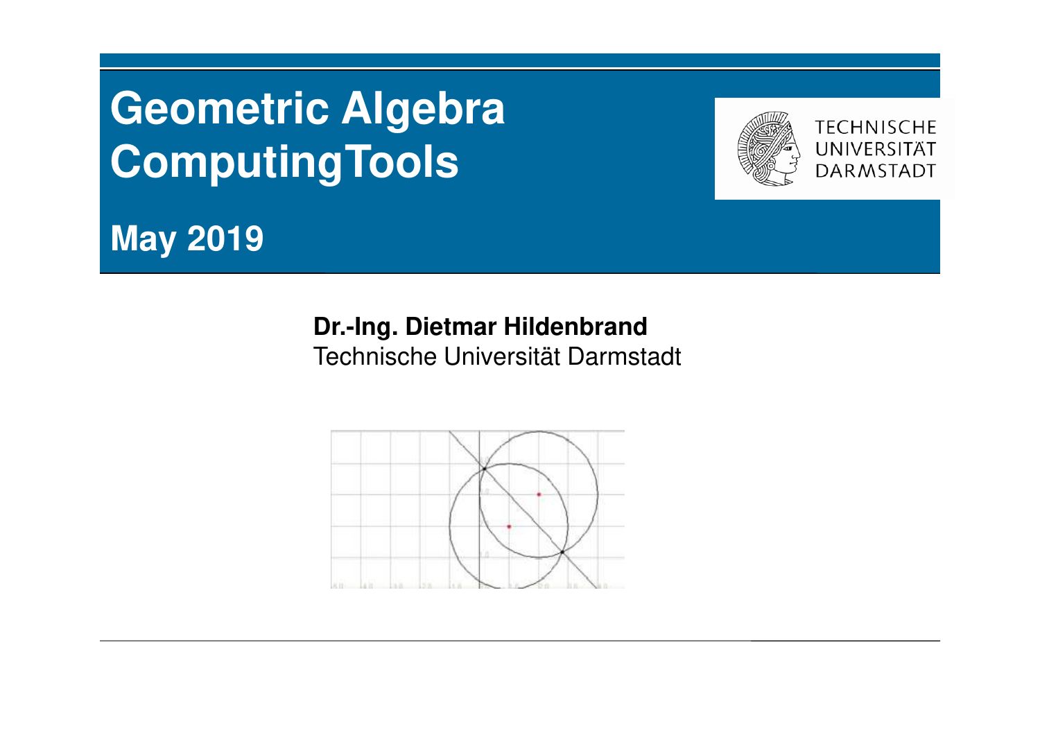# Geometric Algebra ComputingTools

## May 2019

**Dr.-Ing. Dietmar Hildenbrand**
Technische Universität Darmstadt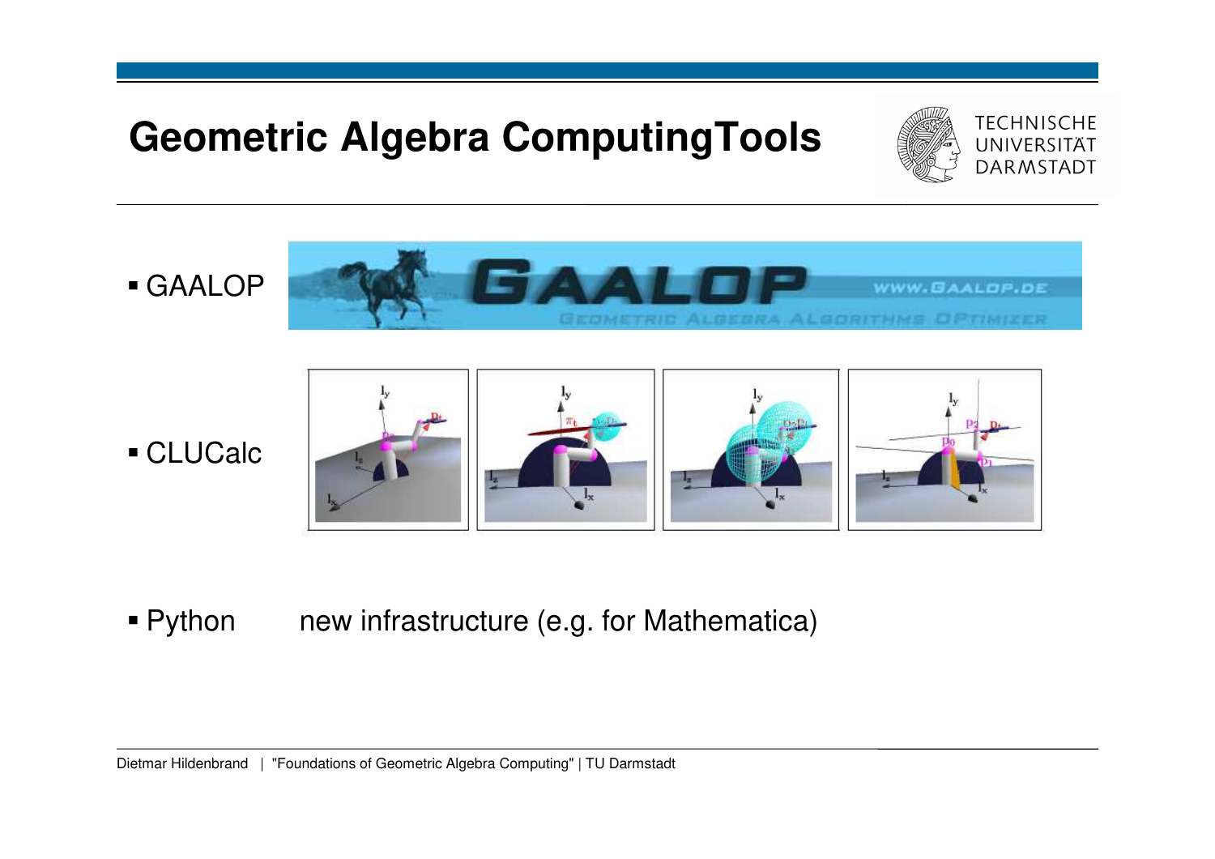# Geometric Algebra ComputingTools

- GAALOP
- CLUCalc
- Python new infrastructure (e.g. for Mathematica)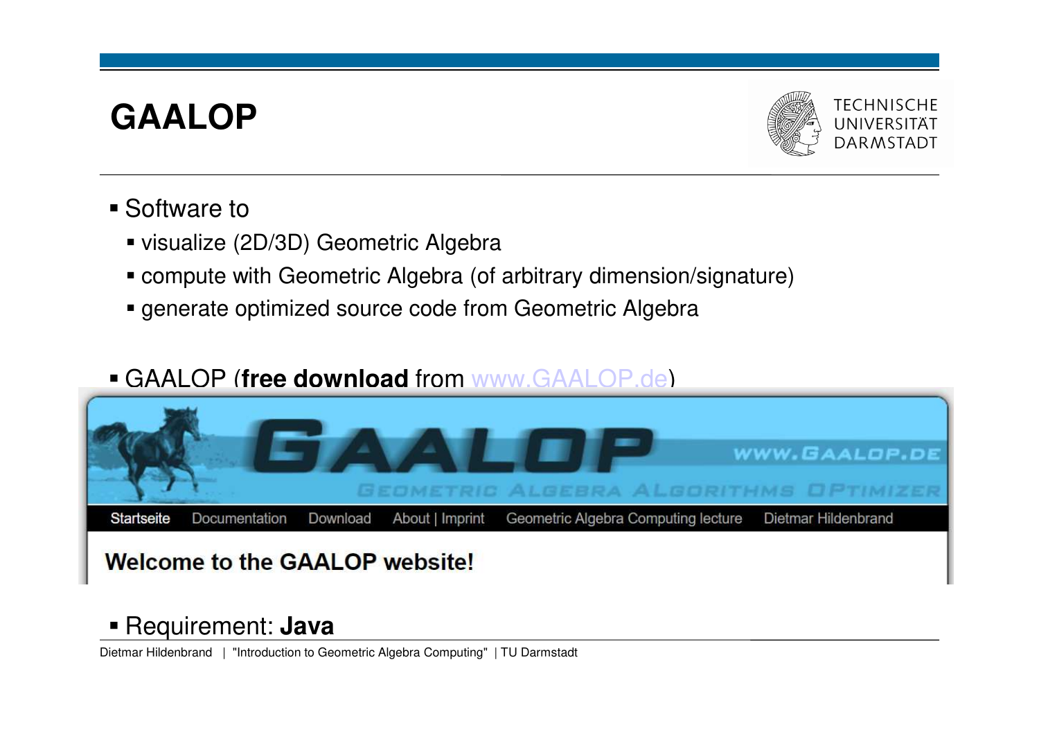# GAALOP

- Software to
  - visualize (2D/3D) Geometric Algebra
  - compute with Geometric Algebra (of arbitrary dimension/signature)
  - generate optimized source code from Geometric Algebra

- GAALOP (**free download** from www.GAALOP.de)

- Requirement: **Java**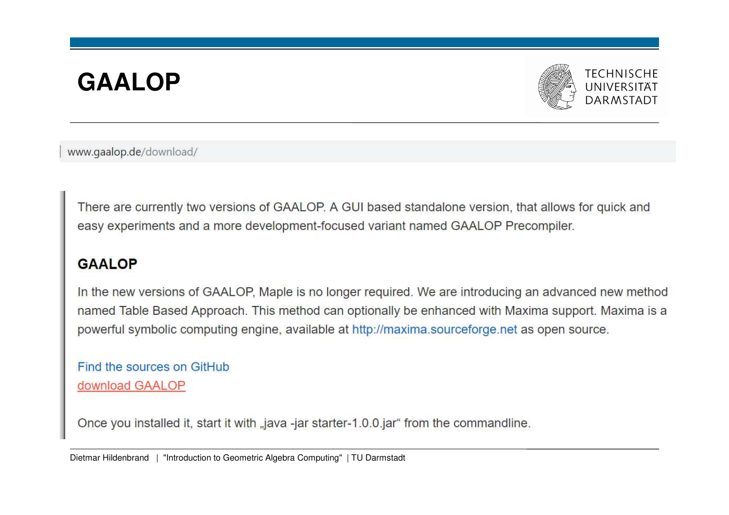# GAALOP

www.gaalop.de/download/

There are currently two versions of GAALOP. A GUI based standalone version, that allows for quick and easy experiments and a more development-focused variant named GAALOP Precompiler.

## GAALOP

In the new versions of GAALOP, Maple is no longer required. We are introducing an advanced new method named Table Based Approach. This method can optionally be enhanced with Maxima support. Maxima is a powerful symbolic computing engine, available at http://maxima.sourceforge.net as open source.

Find the sources on GitHub
download GAALOP

Once you installed it, start it with „java -jar starter-1.0.0.jar“ from the commandline.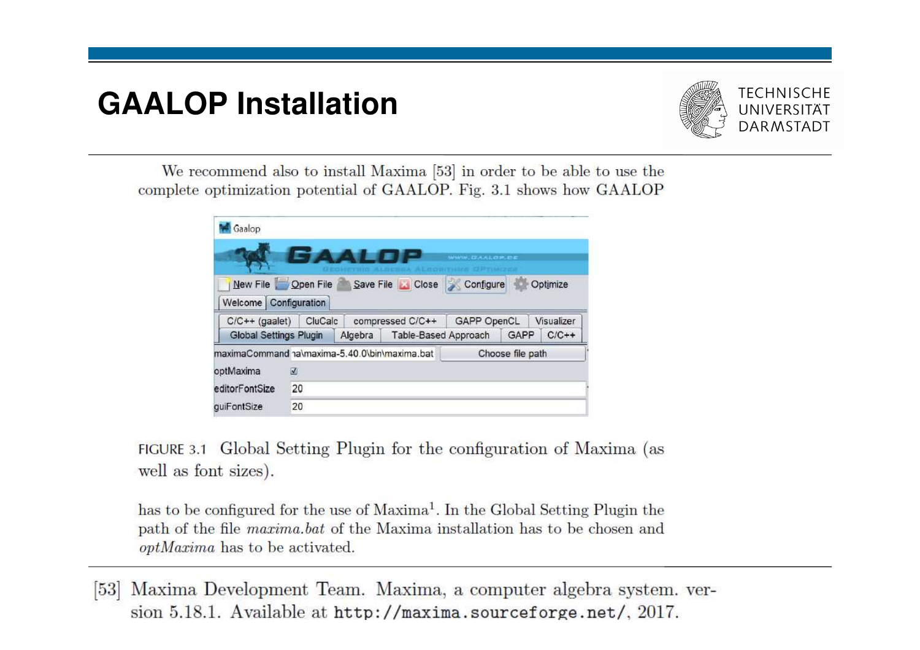# GAALOP Installation

We recommend also to install Maxima [53] in order to be able to use the complete optimization potential of GAALOP. Fig. 3.1 shows how GAALOP

FIGURE 3.1 Global Setting Plugin for the configuration of Maxima (as well as font sizes).

has to be configured for the use of Maxima[1]. In the Global Setting Plugin the path of the file *maxima.bat* of the Maxima installation has to be chosen and *optMaxima* has to be activated.

[53] Maxima Development Team. Maxima, a computer algebra system. version 5.18.1. Available at `http://maxima.sourceforge.net/`, 2017.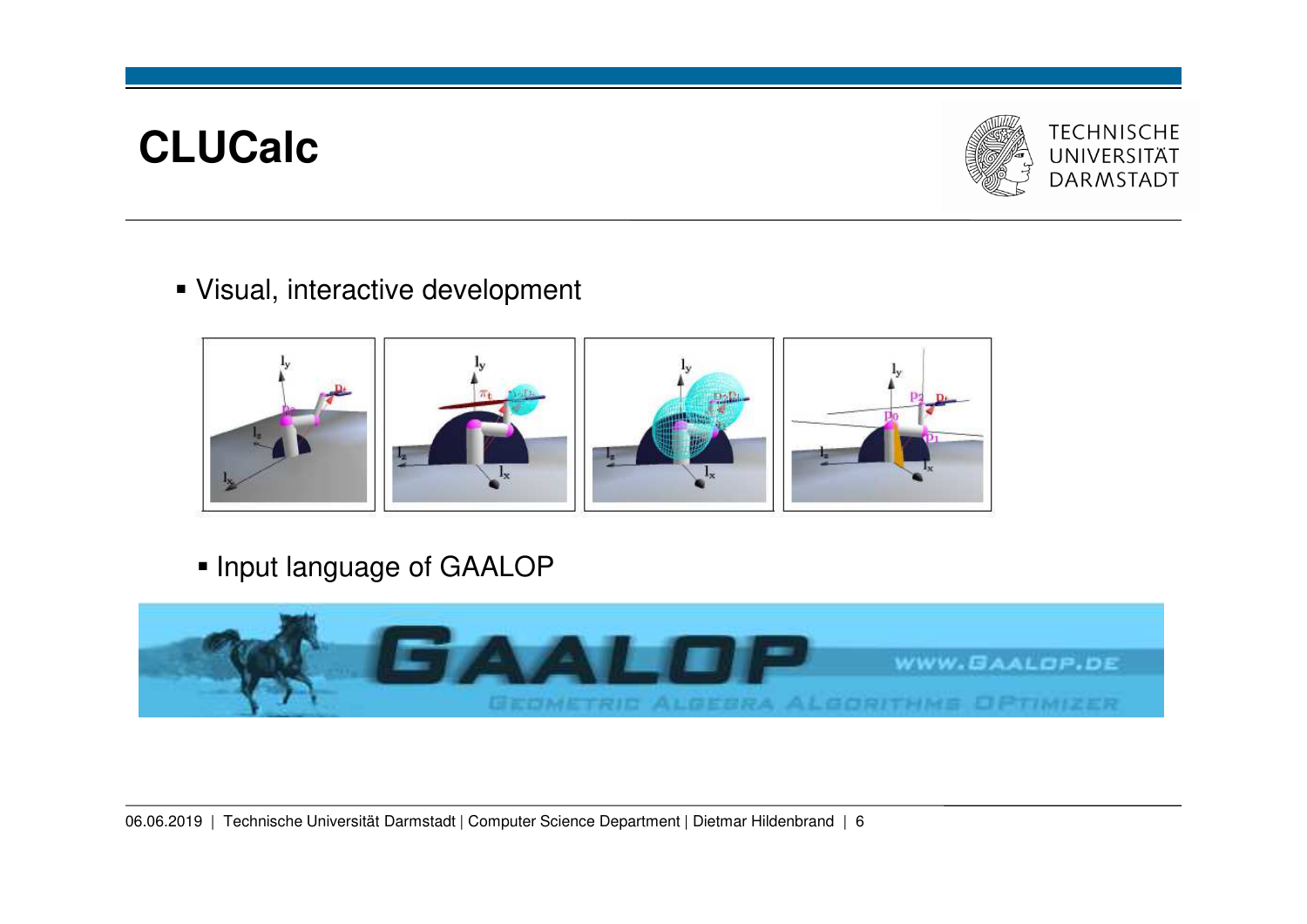# CLUCalc

- Visual, interactive development

- Input language of GAALOP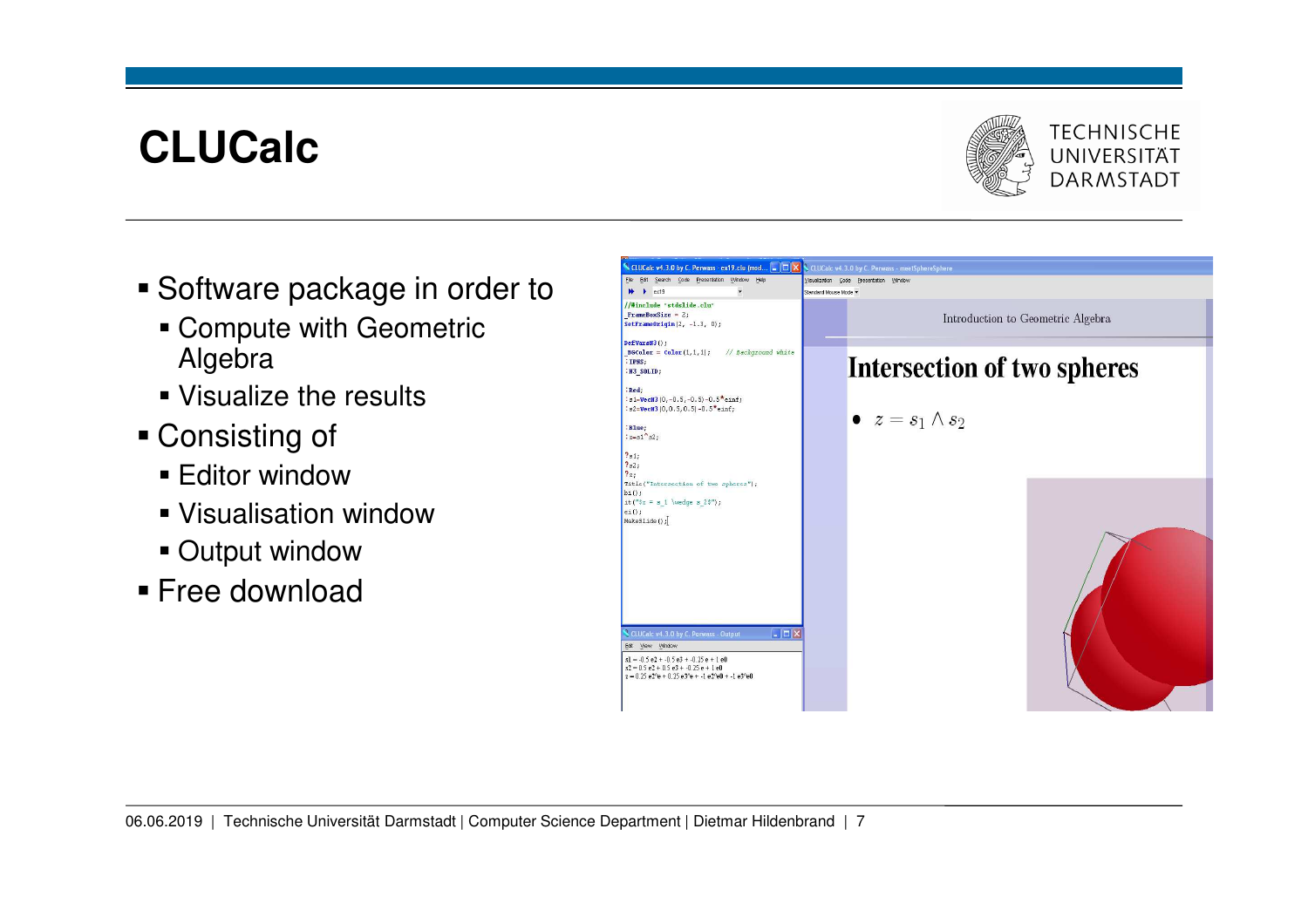# CLUCalc

- Software package in order to
  - Compute with Geometric Algebra
  - Visualize the results
- Consisting of
  - Editor window
  - Visualisation window
  - Output window
- Free download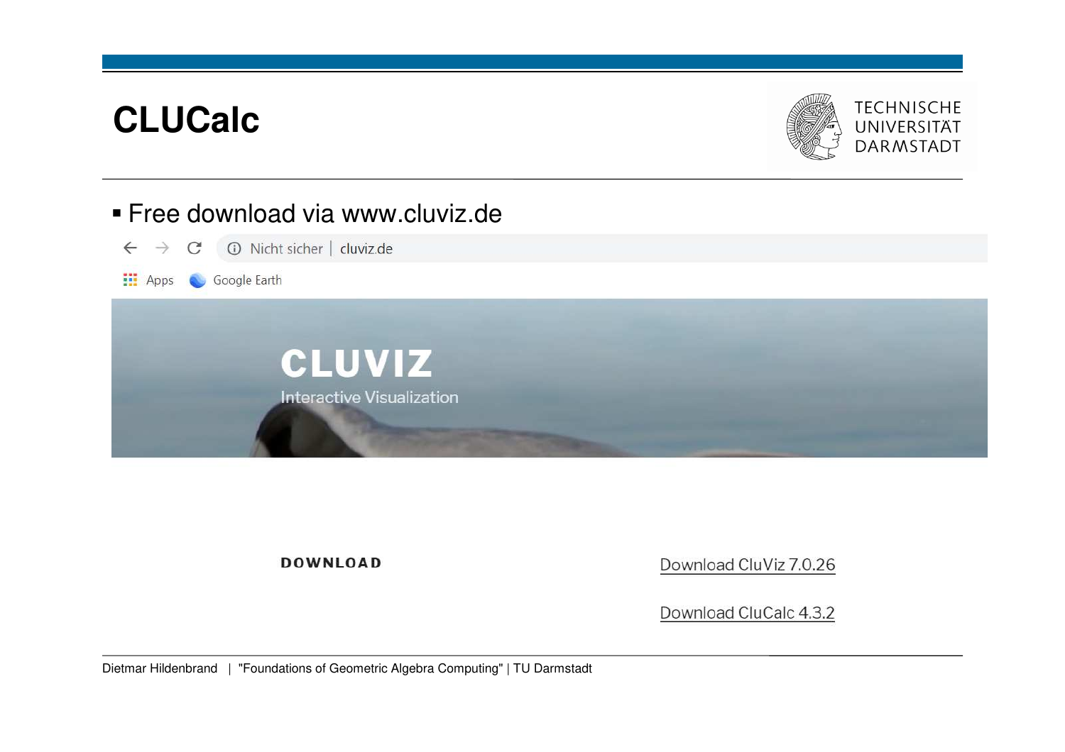# CLUCalc

- Free download via www.cluviz.de

Nicht sicher | cluviz.de

Apps   Google Earth

**CLUVIZ**

Interactive Visualization

**DOWNLOAD**

Download CluViz 7.0.26

Download CluCalc 4.3.2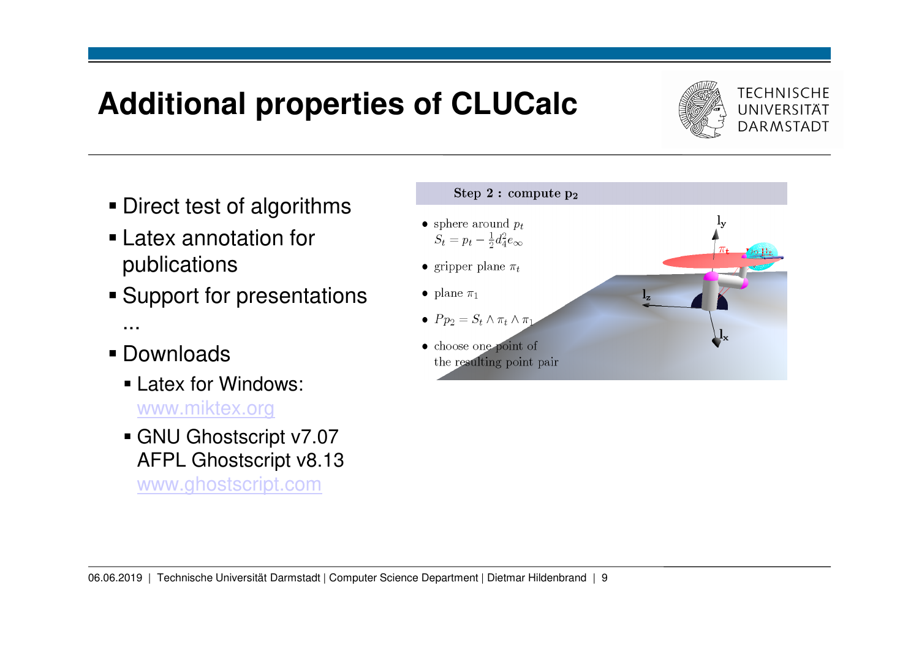# Additional properties of CLUCalc

- Direct test of algorithms
- Latex annotation for publications
- Support for presentations

  ...

- Downloads
  - Latex for Windows: www.miktex.org
  - GNU Ghostscript v7.07
    AFPL Ghostscript v8.13
    www.ghostscript.com

**Step 2 : compute $\mathbf{p_2}$**

- sphere around $p_t$
  $S_t = p_t - \frac{1}{2}d_4^2 e_\infty$
- gripper plane $\pi_t$
- plane $\pi_1$
- $Pp_2 = S_t \wedge \pi_t \wedge \pi_1$
- choose one point of the resulting point pair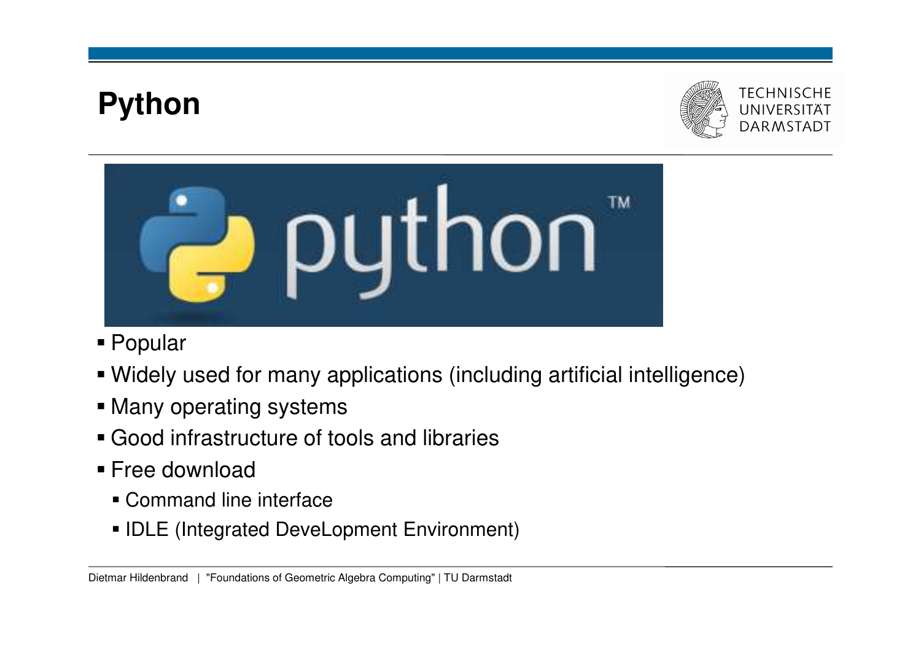# Python

- Popular
- Widely used for many applications (including artificial intelligence)
- Many operating systems
- Good infrastructure of tools and libraries
- Free download
  - Command line interface
  - IDLE (Integrated DeveLopment Environment)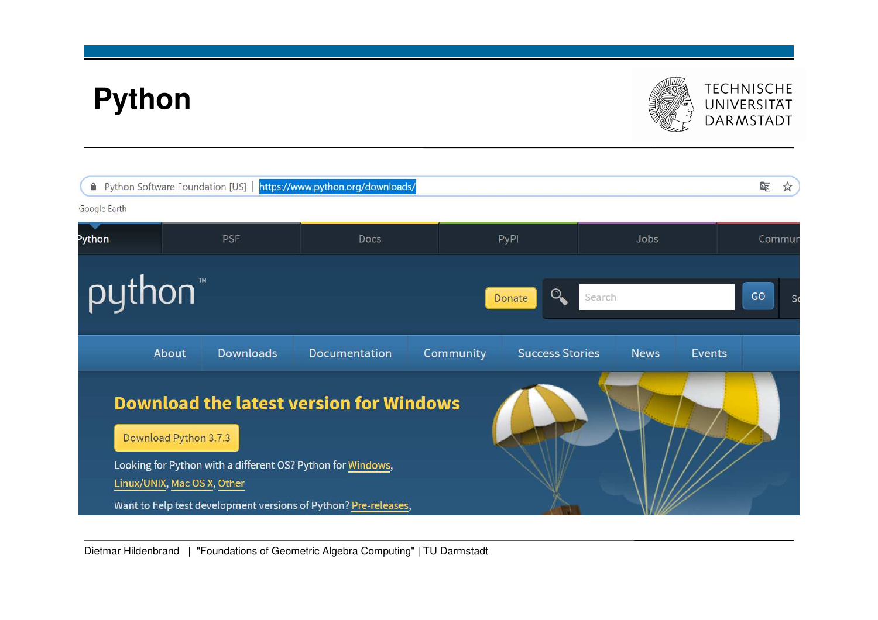# Python

Python Software Foundation [US] | https://www.python.org/downloads/

Google Earth

Python | PSF | Docs | PyPI | Jobs | Commun

python™

Donate | Search | GO

About | Downloads | Documentation | Community | Success Stories | News | Events

## Download the latest version for Windows

Download Python 3.7.3

Looking for Python with a different OS? Python for Windows, Linux/UNIX, Mac OS X, Other

Want to help test development versions of Python? Pre-releases,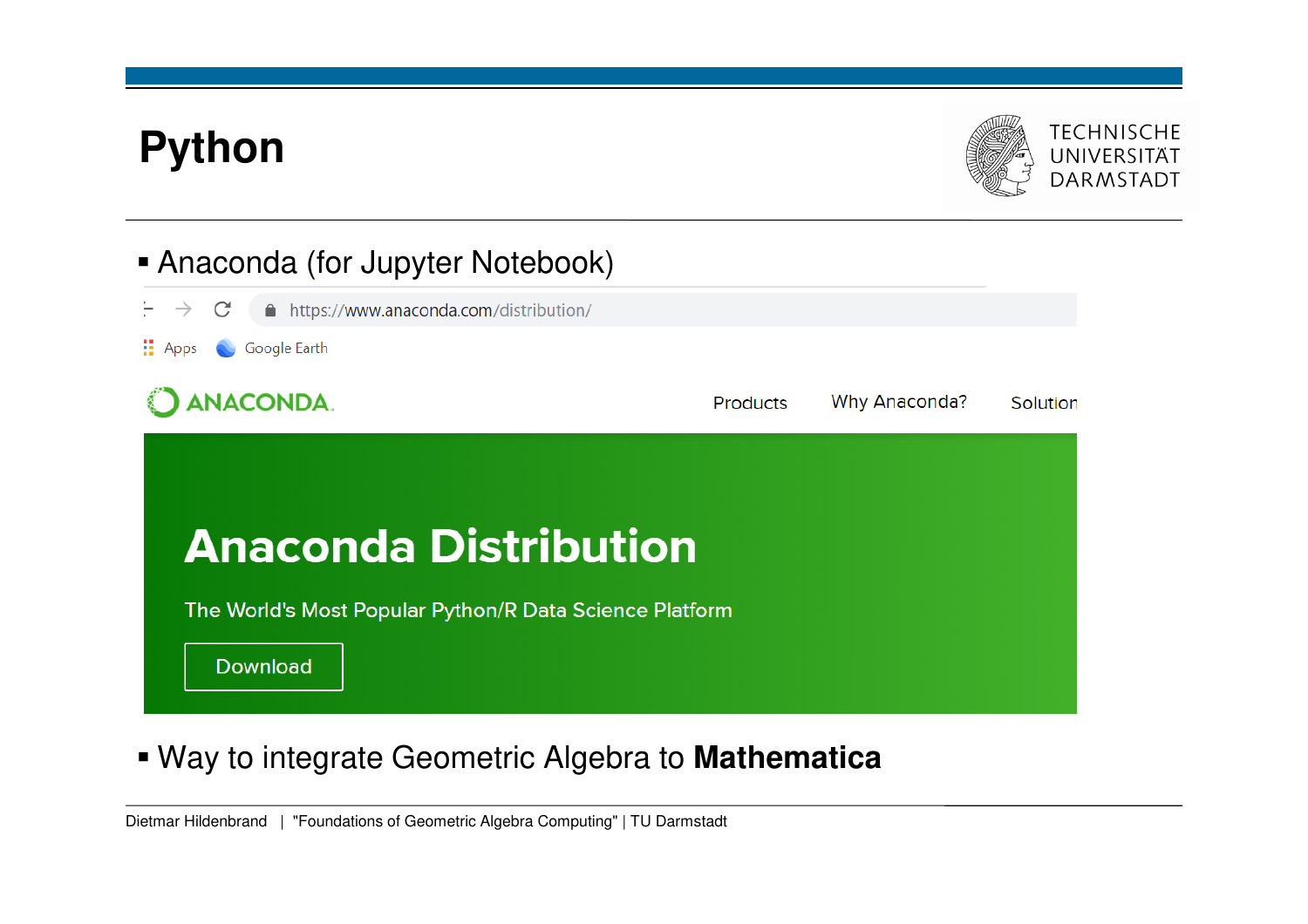# Python

- Anaconda (for Jupyter Notebook)

https://www.anaconda.com/distribution/

Apps   Google Earth

ANACONDA.   Products   Why Anaconda?   Solution

**Anaconda Distribution**

The World's Most Popular Python/R Data Science Platform

Download

- Way to integrate Geometric Algebra to **Mathematica**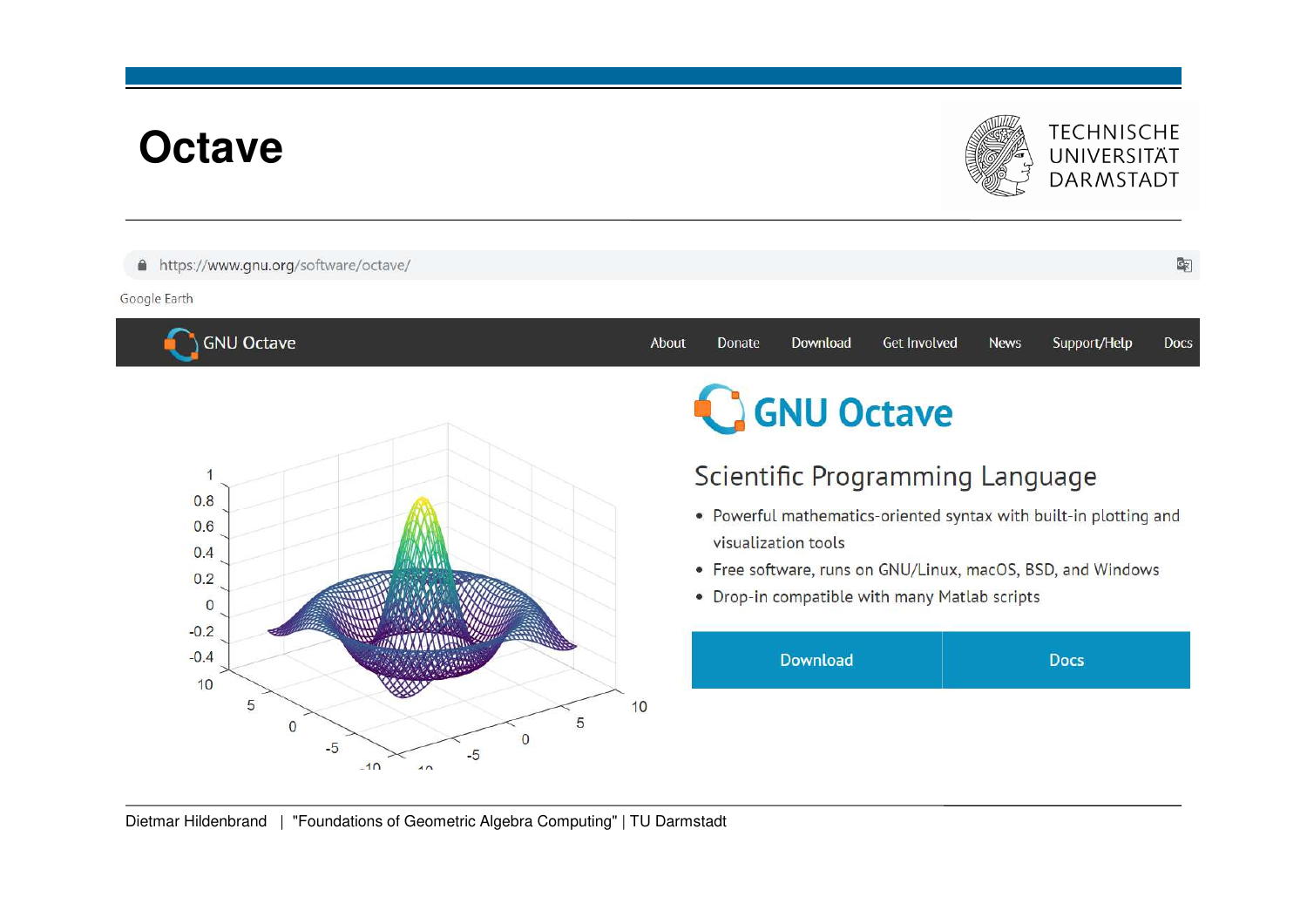# Octave

https://www.gnu.org/software/octave/

Google Earth

GNU Octave | About | Donate | Download | Get Involved | News | Support/Help | Docs

## GNU Octave

### Scientific Programming Language

- Powerful mathematics-oriented syntax with built-in plotting and visualization tools
- Free software, runs on GNU/Linux, macOS, BSD, and Windows
- Drop-in compatible with many Matlab scripts

Download | Docs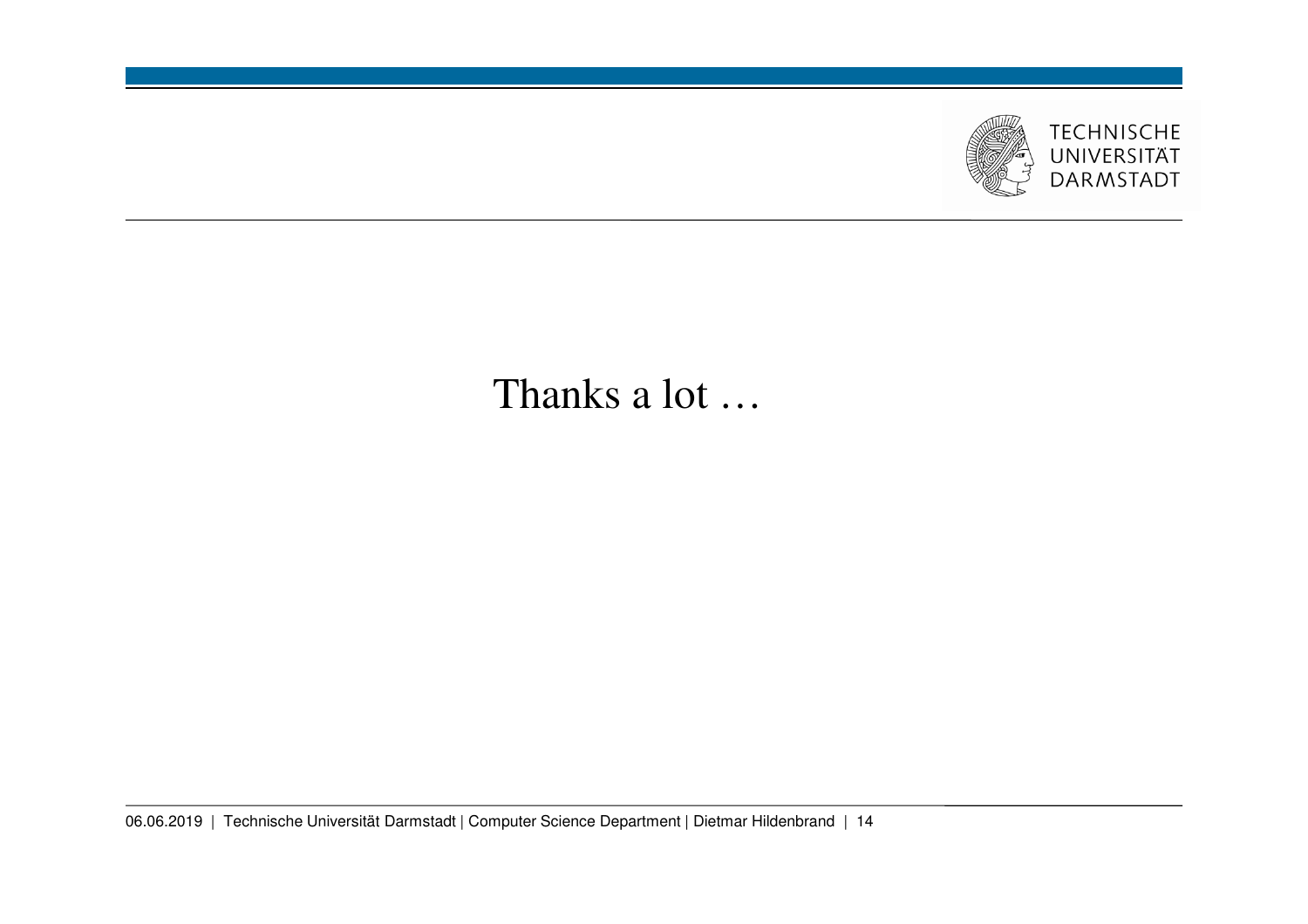Thanks a lot …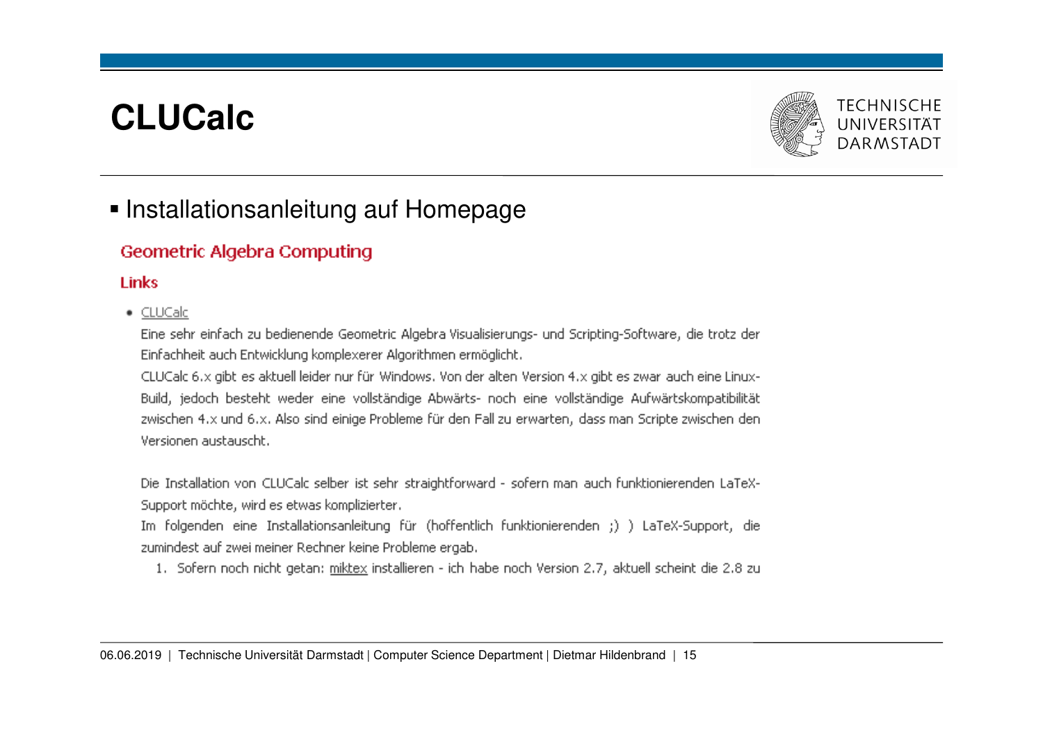# CLUCalc

- Installationsanleitung auf Homepage

## Geometric Algebra Computing

### Links

- CLUCalc
  Eine sehr einfach zu bedienende Geometric Algebra Visualisierungs- und Scripting-Software, die trotz der Einfachheit auch Entwicklung komplexerer Algorithmen ermöglicht.
  CLUCalc 6.x gibt es aktuell leider nur für Windows. Von der alten Version 4.x gibt es zwar auch eine Linux-Build, jedoch besteht weder eine vollständige Abwärts- noch eine vollständige Aufwärtskompatibilität zwischen 4.x und 6.x. Also sind einige Probleme für den Fall zu erwarten, dass man Scripte zwischen den Versionen austauscht.

  Die Installation von CLUCalc selber ist sehr straightforward - sofern man auch funktionierenden LaTeX-Support möchte, wird es etwas komplizierter.
  Im folgenden eine Installationsanleitung für (hoffentlich funktionierenden ;) ) LaTeX-Support, die zumindest auf zwei meiner Rechner keine Probleme ergab.

  1. Sofern noch nicht getan: miktex installieren - ich habe noch Version 2.7, aktuell scheint die 2.8 zu